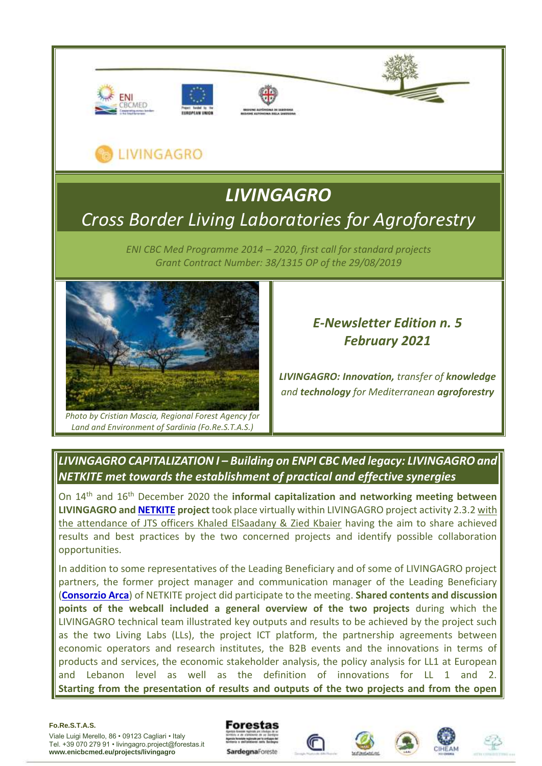LIVINGAGRO

# *LIVINGAGRO*

## *Cross Border Living Laboratories for Agroforestry*

*ENI CBC Med Programme 2014 – 2020, first call for standard projects*
*Grant Contract Number: 38/1315 OP of the 29/08/2019*

*Photo by Cristian Mascia, Regional Forest Agency for Land and Environment of Sardinia (Fo.Re.S.T.A.S.)*

### *E-Newsletter Edition n. 5*
### *February 2021*

***LIVINGAGRO: Innovation,** transfer of **knowledge** and **technology** for Mediterranean **agroforestry***

## *LIVINGAGRO CAPITALIZATION I – Building on ENPI CBC Med legacy: LIVINGAGRO and NETKITE met towards the establishment of practical and effective synergies*

On 14[th] and 16[th] December 2020 the **informal capitalization and networking meeting between LIVINGAGRO and NETKITE project** took place virtually within LIVINGAGRO project activity 2.3.2 with the attendance of JTS officers Khaled ElSaadany & Zied Kbaier having the aim to share achieved results and best practices by the two concerned projects and identify possible collaboration opportunities.

In addition to some representatives of the Leading Beneficiary and of some of LIVINGAGRO project partners, the former project manager and communication manager of the Leading Beneficiary (**Consorzio Arca**) of NETKITE project did participate to the meeting. **Shared contents and discussion points of the webcall included a general overview of the two projects** during which the LIVINGAGRO technical team illustrated key outputs and results to be achieved by the project such as the two Living Labs (LLs), the project ICT platform, the partnership agreements between economic operators and research institutes, the B2B events and the innovations in terms of products and services, the economic stakeholder analysis, the policy analysis for LL1 at European and Lebanon level as well as the definition of innovations for LL 1 and 2. **Starting from the presentation of results and outputs of the two projects and from the open**

**Fo.Re.S.T.A.S.**
Viale Luigi Merello, 86 • 09123 Cagliari • Italy
Tel. +39 070 279 91 • livingagro.project@forestas.it
**www.enicbcmed.eu/projects/livingagro**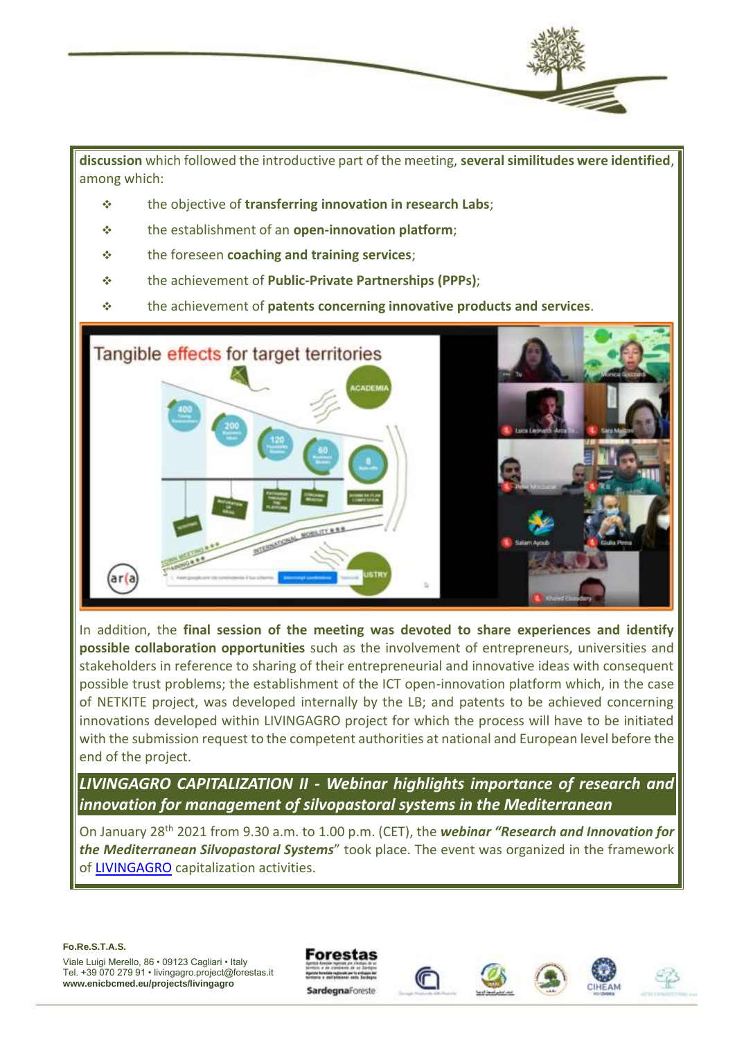**discussion** which followed the introductive part of the meeting, **several similitudes were identified**, among which:

- the objective of **transferring innovation in research Labs**;
- the establishment of an **open-innovation platform**;
- the foreseen **coaching and training services**;
- the achievement of **Public-Private Partnerships (PPPs)**;
- the achievement of **patents concerning innovative products and services**.

In addition, the **final session of the meeting was devoted to share experiences and identify possible collaboration opportunities** such as the involvement of entrepreneurs, universities and stakeholders in reference to sharing of their entrepreneurial and innovative ideas with consequent possible trust problems; the establishment of the ICT open-innovation platform which, in the case of NETKITE project, was developed internally by the LB; and patents to be achieved concerning innovations developed within LIVINGAGRO project for which the process will have to be initiated with the submission request to the competent authorities at national and European level before the end of the project.

## *LIVINGAGRO CAPITALIZATION II - Webinar highlights importance of research and innovation for management of silvopastoral systems in the Mediterranean*

On January 28th 2021 from 9.30 a.m. to 1.00 p.m. (CET), the ***webinar "Research and Innovation for the Mediterranean Silvopastoral Systems***" took place. The event was organized in the framework of LIVINGAGRO capitalization activities.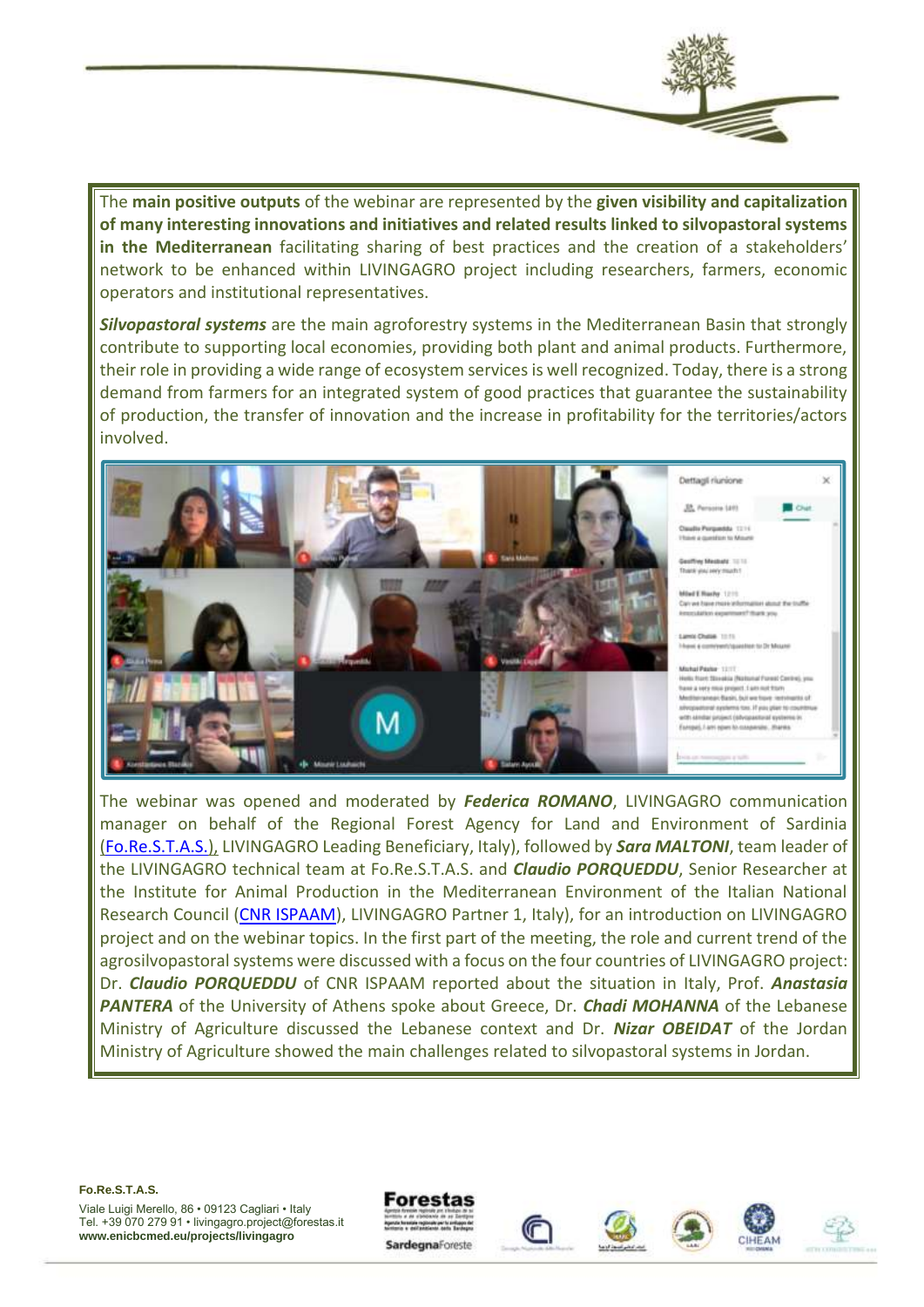The **main positive outputs** of the webinar are represented by the **given visibility and capitalization of many interesting innovations and initiatives and related results linked to silvopastoral systems in the Mediterranean** facilitating sharing of best practices and the creation of a stakeholders' network to be enhanced within LIVINGAGRO project including researchers, farmers, economic operators and institutional representatives.

***Silvopastoral systems*** are the main agroforestry systems in the Mediterranean Basin that strongly contribute to supporting local economies, providing both plant and animal products. Furthermore, their role in providing a wide range of ecosystem services is well recognized. Today, there is a strong demand from farmers for an integrated system of good practices that guarantee the sustainability of production, the transfer of innovation and the increase in profitability for the territories/actors involved.

The webinar was opened and moderated by ***Federica ROMANO***, LIVINGAGRO communication manager on behalf of the Regional Forest Agency for Land and Environment of Sardinia (Fo.Re.S.T.A.S.), LIVINGAGRO Leading Beneficiary, Italy), followed by ***Sara MALTONI***, team leader of the LIVINGAGRO technical team at Fo.Re.S.T.A.S. and ***Claudio PORQUEDDU***, Senior Researcher at the Institute for Animal Production in the Mediterranean Environment of the Italian National Research Council (CNR ISPAAM), LIVINGAGRO Partner 1, Italy), for an introduction on LIVINGAGRO project and on the webinar topics. In the first part of the meeting, the role and current trend of the agrosilvopastoral systems were discussed with a focus on the four countries of LIVINGAGRO project: Dr. ***Claudio PORQUEDDU*** of CNR ISPAAM reported about the situation in Italy, Prof. ***Anastasia PANTERA*** of the University of Athens spoke about Greece, Dr. ***Chadi MOHANNA*** of the Lebanese Ministry of Agriculture discussed the Lebanese context and Dr. ***Nizar OBEIDAT*** of the Jordan Ministry of Agriculture showed the main challenges related to silvopastoral systems in Jordan.

**Fo.Re.S.T.A.S.**
Viale Luigi Merello, 86 • 09123 Cagliari • Italy
Tel. +39 070 279 91 • livingagro.project@forestas.it
**www.enicbcmed.eu/projects/livingagro**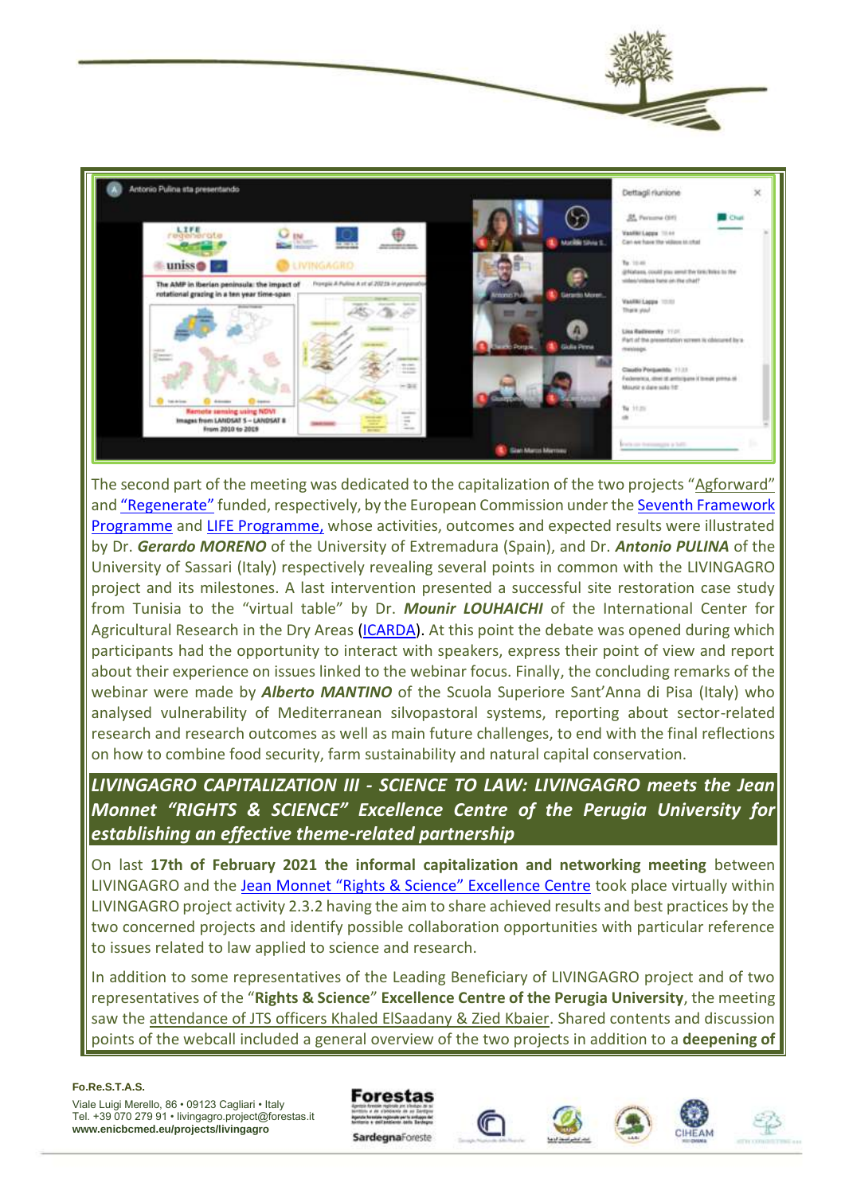The second part of the meeting was dedicated to the capitalization of the two projects "Agforward" and "Regenerate" funded, respectively, by the European Commission under the Seventh Framework Programme and LIFE Programme, whose activities, outcomes and expected results were illustrated by Dr. ***Gerardo MORENO*** of the University of Extremadura (Spain), and Dr. ***Antonio PULINA*** of the University of Sassari (Italy) respectively revealing several points in common with the LIVINGAGRO project and its milestones. A last intervention presented a successful site restoration case study from Tunisia to the "virtual table" by Dr. ***Mounir LOUHAICHI*** of the International Center for Agricultural Research in the Dry Areas (ICARDA). At this point the debate was opened during which participants had the opportunity to interact with speakers, express their point of view and report about their experience on issues linked to the webinar focus. Finally, the concluding remarks of the webinar were made by ***Alberto MANTINO*** of the Scuola Superiore Sant'Anna di Pisa (Italy) who analysed vulnerability of Mediterranean silvopastoral systems, reporting about sector-related research and research outcomes as well as main future challenges, to end with the final reflections on how to combine food security, farm sustainability and natural capital conservation.

## *LIVINGAGRO CAPITALIZATION III - SCIENCE TO LAW: LIVINGAGRO meets the Jean Monnet "RIGHTS & SCIENCE" Excellence Centre of the Perugia University for establishing an effective theme-related partnership*

On last **17th of February 2021 the informal capitalization and networking meeting** between LIVINGAGRO and the Jean Monnet "Rights & Science" Excellence Centre took place virtually within LIVINGAGRO project activity 2.3.2 having the aim to share achieved results and best practices by the two concerned projects and identify possible collaboration opportunities with particular reference to issues related to law applied to science and research.

In addition to some representatives of the Leading Beneficiary of LIVINGAGRO project and of two representatives of the "**Rights & Science**" **Excellence Centre of the Perugia University**, the meeting saw the attendance of JTS officers Khaled ElSaadany & Zied Kbaier. Shared contents and discussion points of the webcall included a general overview of the two projects in addition to a **deepening of**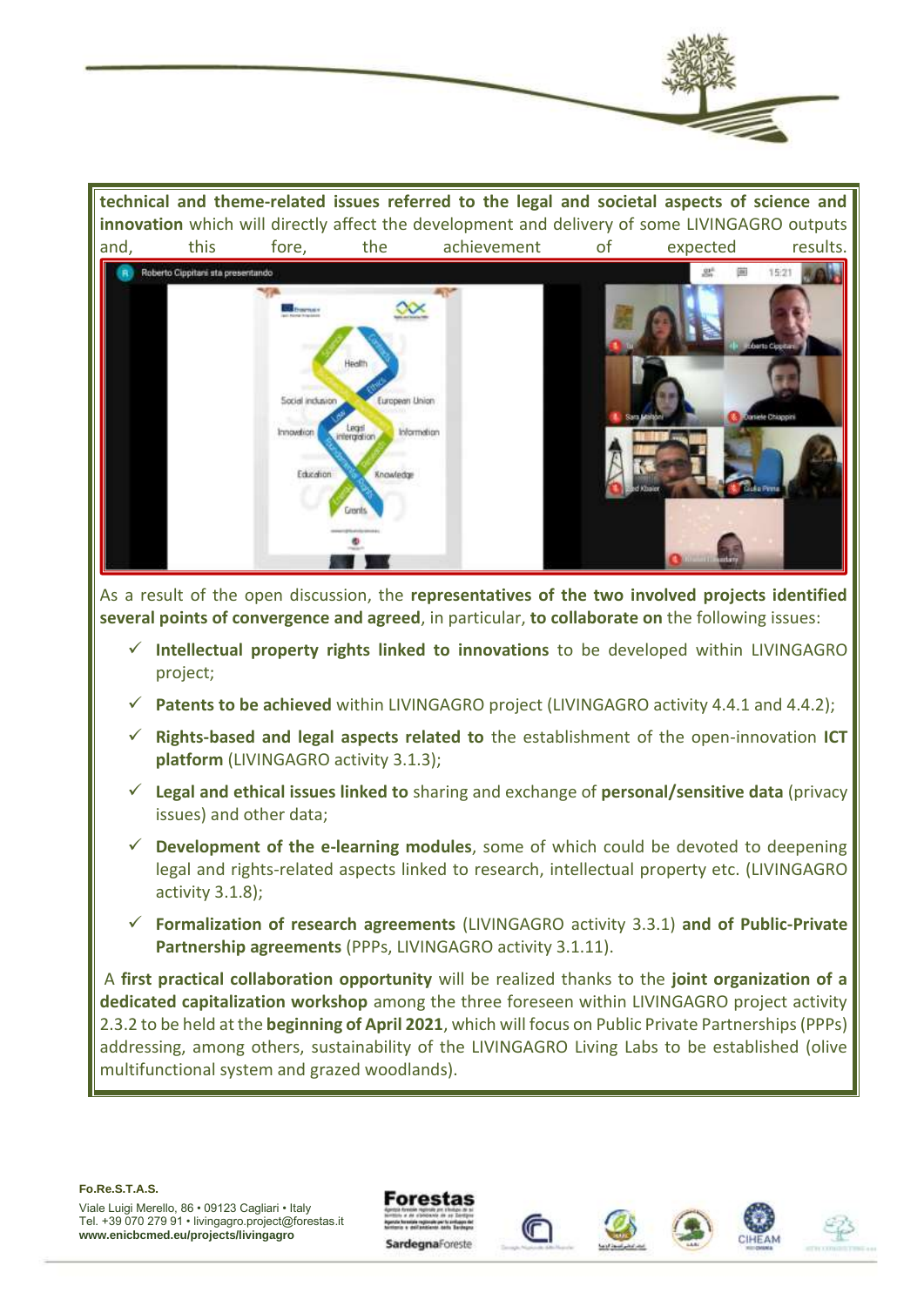**technical and theme-related issues referred to the legal and societal aspects of science and innovation** which will directly affect the development and delivery of some LIVINGAGRO outputs and, this fore, the achievement of expected results.

As a result of the open discussion, the **representatives of the two involved projects identified several points of convergence and agreed**, in particular, **to collaborate on** the following issues:

- ✓ **Intellectual property rights linked to innovations** to be developed within LIVINGAGRO project;
- ✓ **Patents to be achieved** within LIVINGAGRO project (LIVINGAGRO activity 4.4.1 and 4.4.2);
- ✓ **Rights-based and legal aspects related to** the establishment of the open-innovation **ICT platform** (LIVINGAGRO activity 3.1.3);
- ✓ **Legal and ethical issues linked to** sharing and exchange of **personal/sensitive data** (privacy issues) and other data;
- ✓ **Development of the e-learning modules**, some of which could be devoted to deepening legal and rights-related aspects linked to research, intellectual property etc. (LIVINGAGRO activity 3.1.8);
- ✓ **Formalization of research agreements** (LIVINGAGRO activity 3.3.1) **and of Public-Private Partnership agreements** (PPPs, LIVINGAGRO activity 3.1.11).

A **first practical collaboration opportunity** will be realized thanks to the **joint organization of a dedicated capitalization workshop** among the three foreseen within LIVINGAGRO project activity 2.3.2 to be held at the **beginning of April 2021**, which will focus on Public Private Partnerships (PPPs) addressing, among others, sustainability of the LIVINGAGRO Living Labs to be established (olive multifunctional system and grazed woodlands).

**Fo.Re.S.T.A.S.**
Viale Luigi Merello, 86 • 09123 Cagliari • Italy
Tel. +39 070 279 91 • livingagro.project@forestas.it
**www.enicbcmed.eu/projects/livingagro**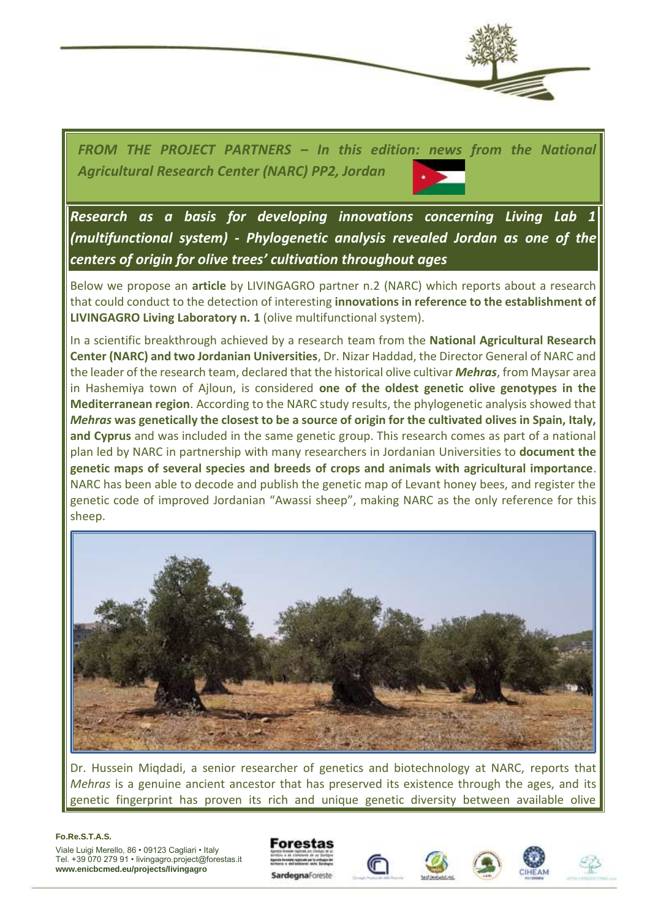*FROM THE PROJECT PARTNERS – In this edition: news from the National Agricultural Research Center (NARC) PP2, Jordan*

## *Research as a basis for developing innovations concerning Living Lab 1 (multifunctional system) - Phylogenetic analysis revealed Jordan as one of the centers of origin for olive trees' cultivation throughout ages*

Below we propose an **article** by LIVINGAGRO partner n.2 (NARC) which reports about a research that could conduct to the detection of interesting **innovations in reference to the establishment of LIVINGAGRO Living Laboratory n. 1** (olive multifunctional system).

In a scientific breakthrough achieved by a research team from the **National Agricultural Research Center (NARC) and two Jordanian Universities**, Dr. Nizar Haddad, the Director General of NARC and the leader of the research team, declared that the historical olive cultivar ***Mehras***, from Maysar area in Hashemiya town of Ajloun, is considered **one of the oldest genetic olive genotypes in the Mediterranean region**. According to the NARC study results, the phylogenetic analysis showed that ***Mehras*** **was genetically the closest to be a source of origin for the cultivated olives in Spain, Italy, and Cyprus** and was included in the same genetic group. This research comes as part of a national plan led by NARC in partnership with many researchers in Jordanian Universities to **document the genetic maps of several species and breeds of crops and animals with agricultural importance**. NARC has been able to decode and publish the genetic map of Levant honey bees, and register the genetic code of improved Jordanian "Awassi sheep", making NARC as the only reference for this sheep.

Dr. Hussein Miqdadi, a senior researcher of genetics and biotechnology at NARC, reports that *Mehras* is a genuine ancient ancestor that has preserved its existence through the ages, and its genetic fingerprint has proven its rich and unique genetic diversity between available olive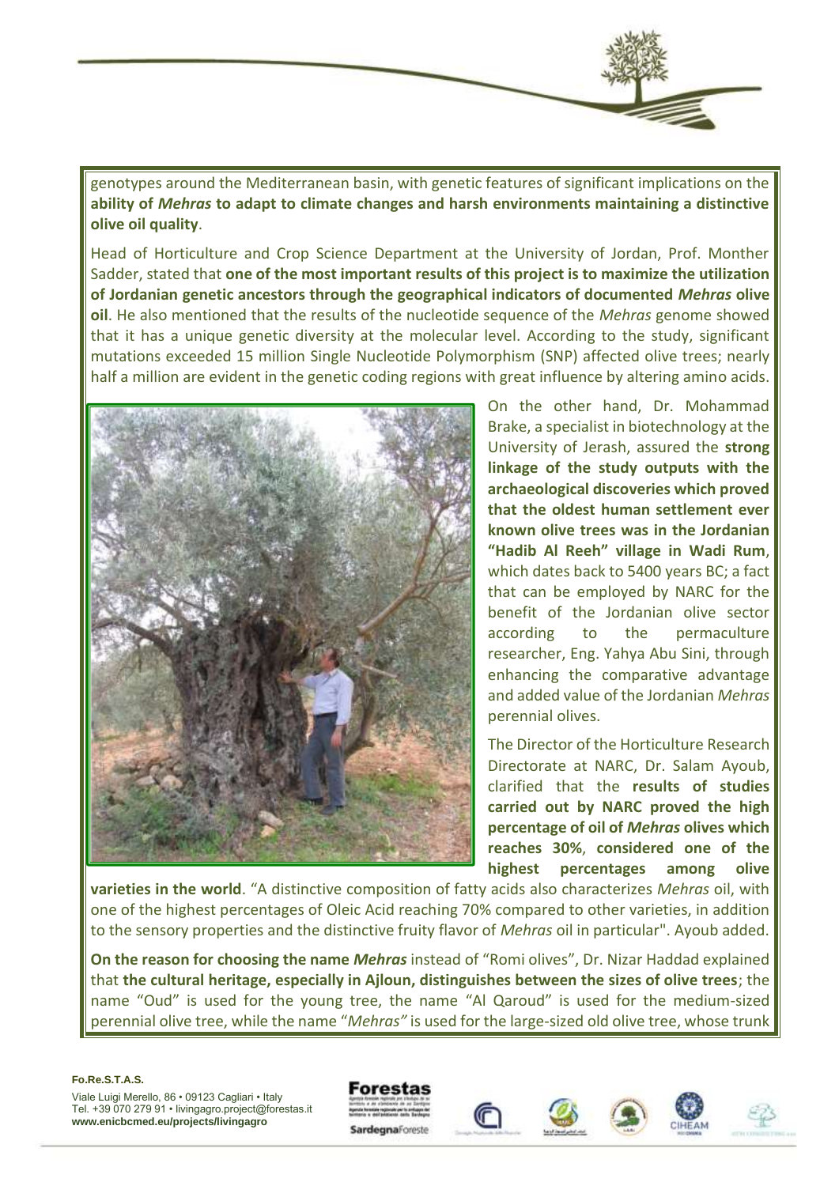genotypes around the Mediterranean basin, with genetic features of significant implications on the **ability of *Mehras* to adapt to climate changes and harsh environments maintaining a distinctive olive oil quality**.

Head of Horticulture and Crop Science Department at the University of Jordan, Prof. Monther Sadder, stated that **one of the most important results of this project is to maximize the utilization of Jordanian genetic ancestors through the geographical indicators of documented *Mehras* olive oil**. He also mentioned that the results of the nucleotide sequence of the *Mehras* genome showed that it has a unique genetic diversity at the molecular level. According to the study, significant mutations exceeded 15 million Single Nucleotide Polymorphism (SNP) affected olive trees; nearly half a million are evident in the genetic coding regions with great influence by altering amino acids.

On the other hand, Dr. Mohammad Brake, a specialist in biotechnology at the University of Jerash, assured the **strong linkage of the study outputs with the archaeological discoveries which proved that the oldest human settlement ever known olive trees was in the Jordanian "Hadib Al Reeh" village in Wadi Rum**, which dates back to 5400 years BC; a fact that can be employed by NARC for the benefit of the Jordanian olive sector according to the permaculture researcher, Eng. Yahya Abu Sini, through enhancing the comparative advantage and added value of the Jordanian *Mehras* perennial olives.

The Director of the Horticulture Research Directorate at NARC, Dr. Salam Ayoub, clarified that the **results of studies carried out by NARC proved the high percentage of oil of *Mehras* olives which reaches 30%**, **considered one of the highest percentages among olive varieties in the world**. "A distinctive composition of fatty acids also characterizes *Mehras* oil, with one of the highest percentages of Oleic Acid reaching 70% compared to other varieties, in addition to the sensory properties and the distinctive fruity flavor of *Mehras* oil in particular". Ayoub added.

**On the reason for choosing the name *Mehras*** instead of "Romi olives", Dr. Nizar Haddad explained that **the cultural heritage, especially in Ajloun, distinguishes between the sizes of olive trees**; the name "Oud" is used for the young tree, the name "Al Qaroud" is used for the medium-sized perennial olive tree, while the name "*Mehras"* is used for the large-sized old olive tree, whose trunk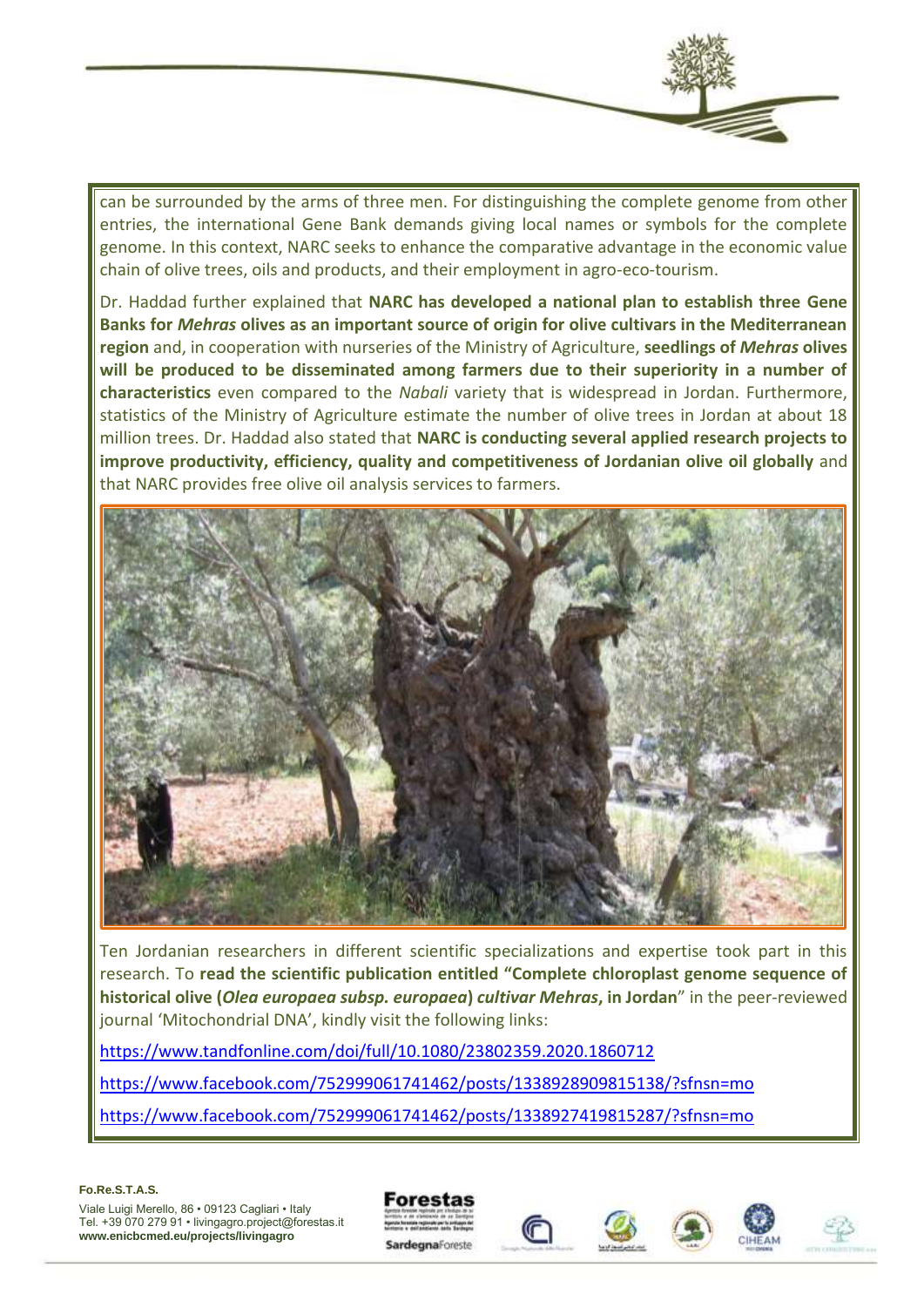can be surrounded by the arms of three men. For distinguishing the complete genome from other entries, the international Gene Bank demands giving local names or symbols for the complete genome. In this context, NARC seeks to enhance the comparative advantage in the economic value chain of olive trees, oils and products, and their employment in agro-eco-tourism.

Dr. Haddad further explained that **NARC has developed a national plan to establish three Gene Banks for *Mehras* olives as an important source of origin for olive cultivars in the Mediterranean region** and, in cooperation with nurseries of the Ministry of Agriculture, **seedlings of *Mehras* olives will be produced to be disseminated among farmers due to their superiority in a number of characteristics** even compared to the *Nabali* variety that is widespread in Jordan. Furthermore, statistics of the Ministry of Agriculture estimate the number of olive trees in Jordan at about 18 million trees. Dr. Haddad also stated that **NARC is conducting several applied research projects to improve productivity, efficiency, quality and competitiveness of Jordanian olive oil globally** and that NARC provides free olive oil analysis services to farmers.

Ten Jordanian researchers in different scientific specializations and expertise took part in this research. To **read the scientific publication entitled "Complete chloroplast genome sequence of historical olive (*Olea europaea subsp. europaea*) *cultivar Mehras*, in Jordan**" in the peer-reviewed journal 'Mitochondrial DNA', kindly visit the following links:

https://www.tandfonline.com/doi/full/10.1080/23802359.2020.1860712

https://www.facebook.com/752999061741462/posts/1338928909815138/?sfnsn=mo

https://www.facebook.com/752999061741462/posts/1338927419815287/?sfnsn=mo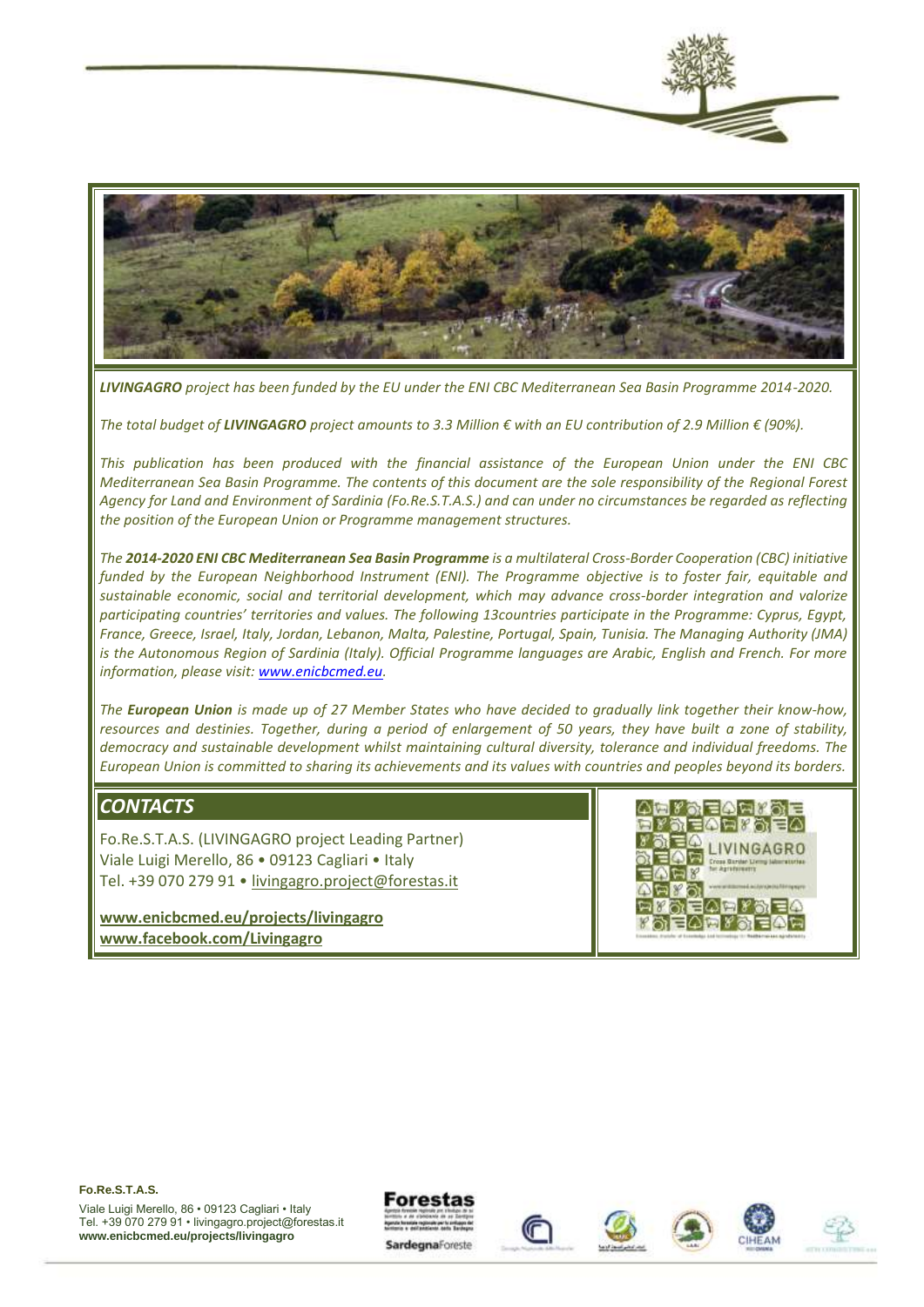***LIVINGAGRO*** *project has been funded by the EU under the ENI CBC Mediterranean Sea Basin Programme 2014-2020.*

*The total budget of* ***LIVINGAGRO*** *project amounts to 3.3 Million € with an EU contribution of 2.9 Million € (90%).*

*This publication has been produced with the financial assistance of the European Union under the ENI CBC Mediterranean Sea Basin Programme. The contents of this document are the sole responsibility of the Regional Forest Agency for Land and Environment of Sardinia (Fo.Re.S.T.A.S.) and can under no circumstances be regarded as reflecting the position of the European Union or Programme management structures.*

*The* ***2014-2020 ENI CBC Mediterranean Sea Basin Programme*** *is a multilateral Cross-Border Cooperation (CBC) initiative funded by the European Neighborhood Instrument (ENI). The Programme objective is to foster fair, equitable and sustainable economic, social and territorial development, which may advance cross-border integration and valorize participating countries' territories and values. The following 13countries participate in the Programme: Cyprus, Egypt, France, Greece, Israel, Italy, Jordan, Lebanon, Malta, Palestine, Portugal, Spain, Tunisia. The Managing Authority (JMA) is the Autonomous Region of Sardinia (Italy). Official Programme languages are Arabic, English and French. For more information, please visit: [www.enicbcmed.eu](http://www.enicbcmed.eu).*

*The* ***European Union*** *is made up of 27 Member States who have decided to gradually link together their know-how, resources and destinies. Together, during a period of enlargement of 50 years, they have built a zone of stability, democracy and sustainable development whilst maintaining cultural diversity, tolerance and individual freedoms. The European Union is committed to sharing its achievements and its values with countries and peoples beyond its borders.*

## *CONTACTS*

Fo.Re.S.T.A.S. (LIVINGAGRO project Leading Partner)
Viale Luigi Merello, 86 • 09123 Cagliari • Italy
Tel. +39 070 279 91 • livingagro.project@forestas.it

**www.enicbcmed.eu/projects/livingagro**
**www.facebook.com/Livingagro**